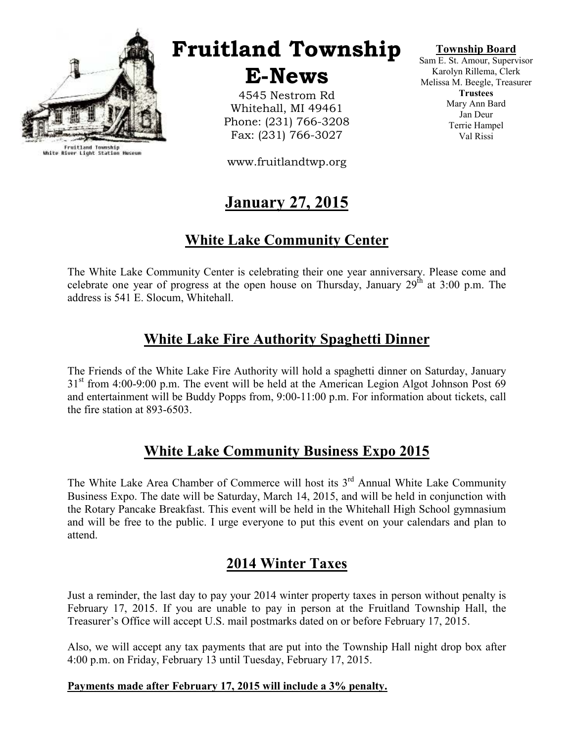Fruitland Township
White River Light Station Museum

# Fruitland Township E-News

4545 Nestrom Rd
Whitehall, MI 49461
Phone: (231) 766-3208
Fax: (231) 766-3027

www.fruitlandtwp.org

**Township Board**
Sam E. St. Amour, Supervisor
Karolyn Rillema, Clerk
Melissa M. Beegle, Treasurer
**Trustees**
Mary Ann Bard
Jan Deur
Terrie Hampel
Val Rissi

## January 27, 2015

## White Lake Community Center

The White Lake Community Center is celebrating their one year anniversary. Please come and celebrate one year of progress at the open house on Thursday, January 29th at 3:00 p.m. The address is 541 E. Slocum, Whitehall.

## White Lake Fire Authority Spaghetti Dinner

The Friends of the White Lake Fire Authority will hold a spaghetti dinner on Saturday, January 31st from 4:00-9:00 p.m. The event will be held at the American Legion Algot Johnson Post 69 and entertainment will be Buddy Popps from, 9:00-11:00 p.m. For information about tickets, call the fire station at 893-6503.

## White Lake Community Business Expo 2015

The White Lake Area Chamber of Commerce will host its 3rd Annual White Lake Community Business Expo. The date will be Saturday, March 14, 2015, and will be held in conjunction with the Rotary Pancake Breakfast. This event will be held in the Whitehall High School gymnasium and will be free to the public. I urge everyone to put this event on your calendars and plan to attend.

## 2014 Winter Taxes

Just a reminder, the last day to pay your 2014 winter property taxes in person without penalty is February 17, 2015. If you are unable to pay in person at the Fruitland Township Hall, the Treasurer's Office will accept U.S. mail postmarks dated on or before February 17, 2015.

Also, we will accept any tax payments that are put into the Township Hall night drop box after 4:00 p.m. on Friday, February 13 until Tuesday, February 17, 2015.

**Payments made after February 17, 2015 will include a 3% penalty.**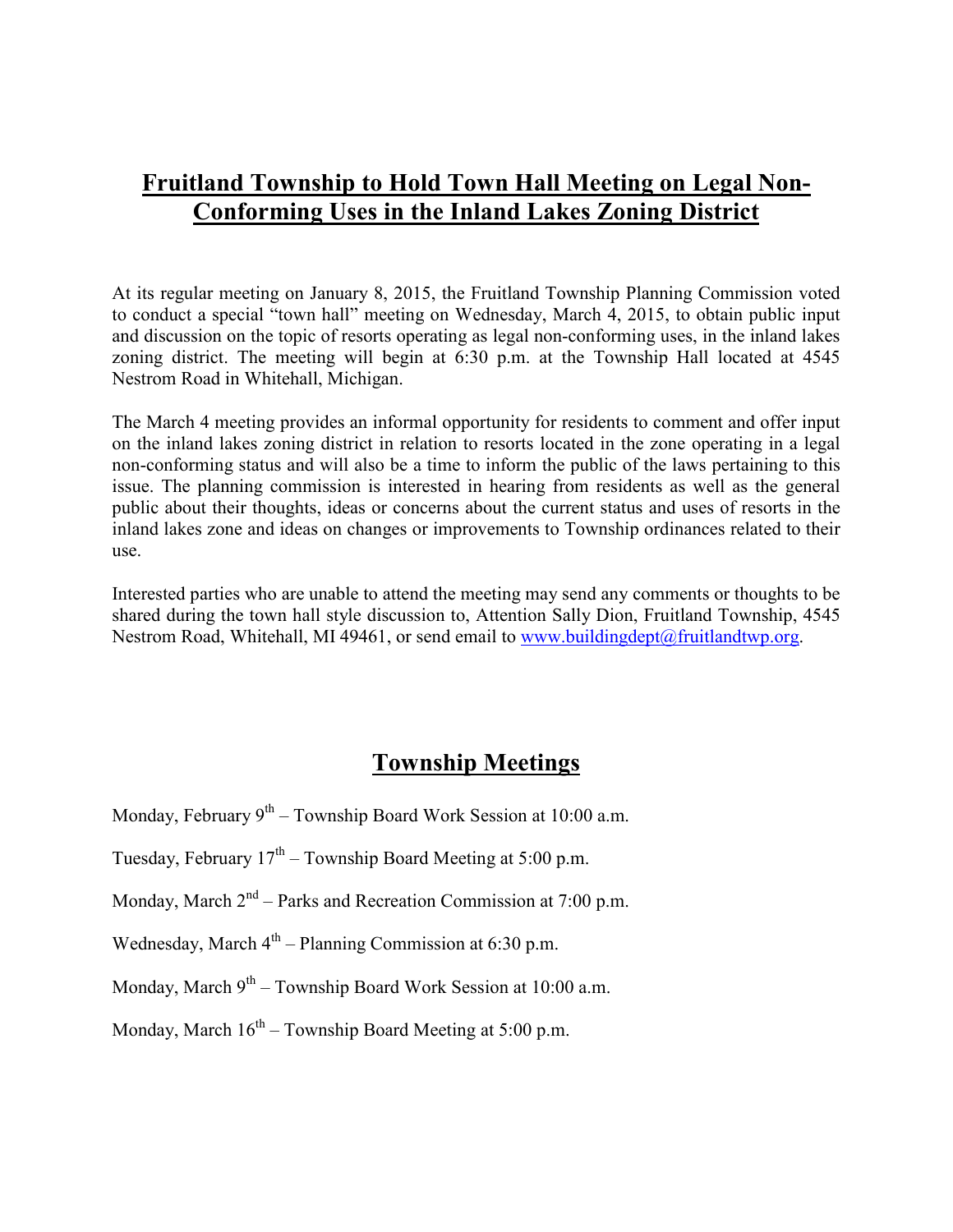## **Fruitland Township to Hold Town Hall Meeting on Legal Non-Conforming Uses in the Inland Lakes Zoning District**

At its regular meeting on January 8, 2015, the Fruitland Township Planning Commission voted to conduct a special "town hall" meeting on Wednesday, March 4, 2015, to obtain public input and discussion on the topic of resorts operating as legal non-conforming uses, in the inland lakes zoning district. The meeting will begin at 6:30 p.m. at the Township Hall located at 4545 Nestrom Road in Whitehall, Michigan.

The March 4 meeting provides an informal opportunity for residents to comment and offer input on the inland lakes zoning district in relation to resorts located in the zone operating in a legal non-conforming status and will also be a time to inform the public of the laws pertaining to this issue. The planning commission is interested in hearing from residents as well as the general public about their thoughts, ideas or concerns about the current status and uses of resorts in the inland lakes zone and ideas on changes or improvements to Township ordinances related to their use.

Interested parties who are unable to attend the meeting may send any comments or thoughts to be shared during the town hall style discussion to, Attention Sally Dion, Fruitland Township, 4545 Nestrom Road, Whitehall, MI 49461, or send email to www.buildingdept@fruitlandtwp.org.

## **Township Meetings**

Monday, February 9th – Township Board Work Session at 10:00 a.m.

Tuesday, February 17th – Township Board Meeting at 5:00 p.m.

Monday, March 2nd – Parks and Recreation Commission at 7:00 p.m.

Wednesday, March 4th – Planning Commission at 6:30 p.m.

Monday, March 9th – Township Board Work Session at 10:00 a.m.

Monday, March 16th – Township Board Meeting at 5:00 p.m.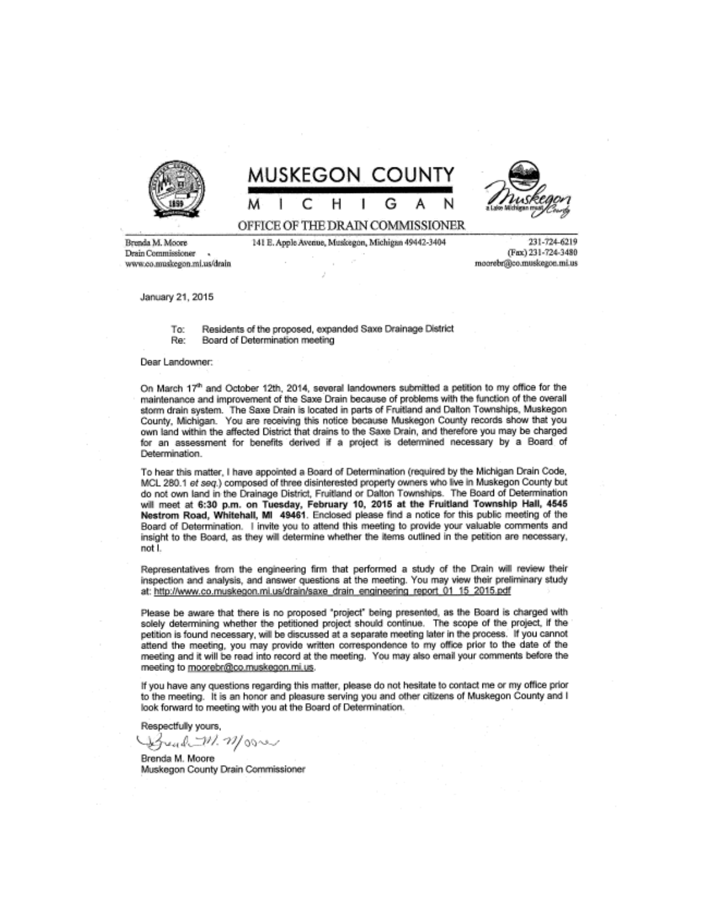# MUSKEGON COUNTY

## MICHIGAN

### OFFICE OF THE DRAIN COMMISSIONER

Brenda M. Moore
Drain Commissioner
www.co.muskegon.mi.us/drain

141 E. Apple Avenue, Muskegon, Michigan 49442-3404

231-724-6219
(Fax) 231-724-3480
moorebr@co.muskegon.mi.us

January 21, 2015

To: Residents of the proposed, expanded Saxe Drainage District
Re: Board of Determination meeting

Dear Landowner:

On March 17th and October 12th, 2014, several landowners submitted a petition to my office for the maintenance and improvement of the Saxe Drain because of problems with the function of the overall storm drain system. The Saxe Drain is located in parts of Fruitland and Dalton Townships, Muskegon County, Michigan. You are receiving this notice because Muskegon County records show that you own land within the affected District that drains to the Saxe Drain, and therefore you may be charged for an assessment for benefits derived if a project is determined necessary by a Board of Determination.

To hear this matter, I have appointed a Board of Determination (required by the Michigan Drain Code, MCL 280.1 *et seq.*) composed of three disinterested property owners who live in Muskegon County but do not own land in the Drainage District, Fruitland or Dalton Townships. The Board of Determination will meet at **6:30 p.m. on Tuesday, February 10, 2015 at the Fruitland Township Hall, 4545 Nestrom Road, Whitehall, MI 49461**. Enclosed please find a notice for this public meeting of the Board of Determination. I invite you to attend this meeting to provide your valuable comments and insight to the Board, as they will determine whether the items outlined in the petition are necessary, not I.

Representatives from the engineering firm that performed a study of the Drain will review their inspection and analysis, and answer questions at the meeting. You may view their preliminary study at: http://www.co.muskegon.mi.us/drain/saxe_drain_engineering_report_01_15_2015.pdf

Please be aware that there is no proposed "project" being presented, as the Board is charged with solely determining whether the petitioned project should continue. The scope of the project, if the petition is found necessary, will be discussed at a separate meeting later in the process. If you cannot attend the meeting, you may provide written correspondence to my office prior to the date of the meeting and it will be read into record at the meeting. You may also email your comments before the meeting to moorebr@co.muskegon.mi.us.

If you have any questions regarding this matter, please do not hesitate to contact me or my office prior to the meeting. It is an honor and pleasure serving you and other citizens of Muskegon County and I look forward to meeting with you at the Board of Determination.

Respectfully yours,

Brenda M. Moore

Brenda M. Moore
Muskegon County Drain Commissioner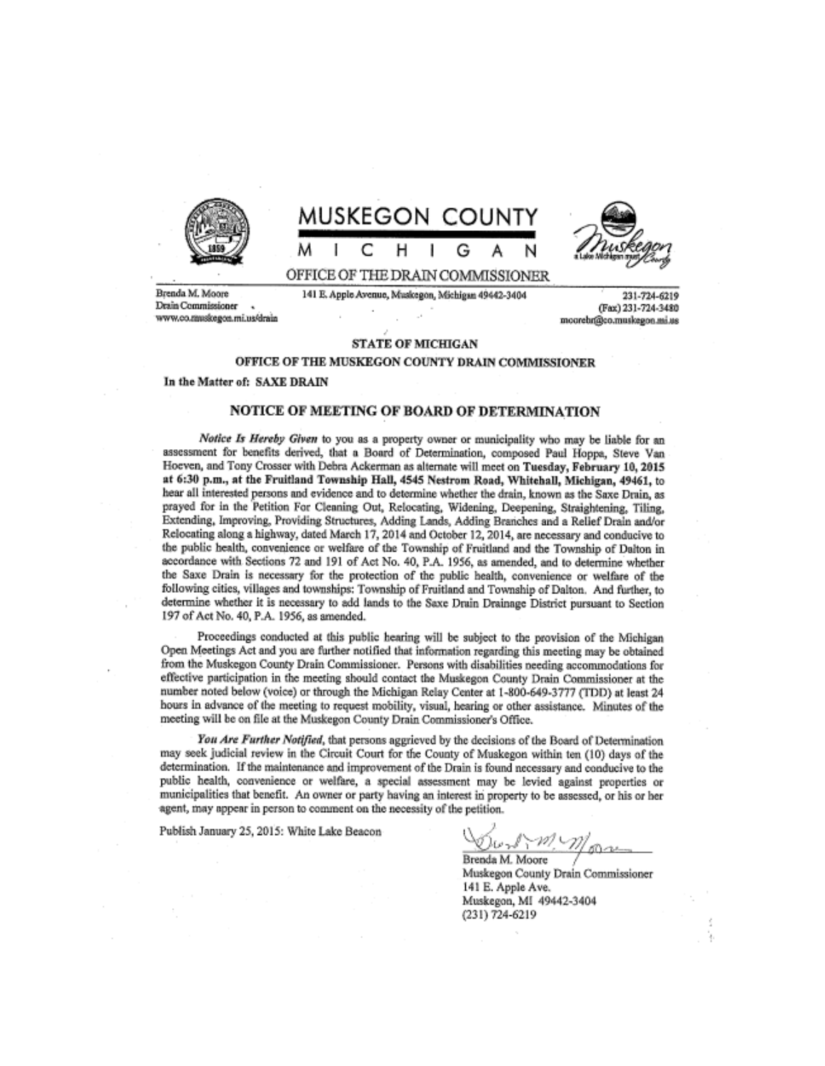# MUSKEGON COUNTY

M I C H I G A N

OFFICE OF THE DRAIN COMMISSIONER

Brenda M. Moore
Drain Commissioner
www.co.muskegon.mi.us/drain

141 E. Apple Avenue, Muskegon, Michigan 49442-3404

231-724-6219
(Fax) 231-724-3480
moorebr@co.muskegon.mi.us

**STATE OF MICHIGAN**

**OFFICE OF THE MUSKEGON COUNTY DRAIN COMMISSIONER**

**In the Matter of: SAXE DRAIN**

## NOTICE OF MEETING OF BOARD OF DETERMINATION

***Notice Is Hereby Given*** to you as a property owner or municipality who may be liable for an assessment for benefits derived, that a Board of Determination, composed Paul Hoppa, Steve Van Hoeven, and Tony Crosser with Debra Ackerman as alternate will meet on **Tuesday, February 10, 2015 at 6:30 p.m., at the Fruitland Township Hall, 4545 Nestrom Road, Whitehall, Michigan, 49461,** to hear all interested persons and evidence and to determine whether the drain, known as the Saxe Drain, as prayed for in the Petition For Cleaning Out, Relocating, Widening, Deepening, Straightening, Tiling, Extending, Improving, Providing Structures, Adding Lands, Adding Branches and a Relief Drain and/or Relocating along a highway, dated March 17, 2014 and October 12, 2014, are necessary and conducive to the public health, convenience or welfare of the Township of Fruitland and the Township of Dalton in accordance with Sections 72 and 191 of Act No. 40, P.A. 1956, as amended, and to determine whether the Saxe Drain is necessary for the protection of the public health, convenience or welfare of the following cities, villages and townships: Township of Fruitland and Township of Dalton. And further, to determine whether it is necessary to add lands to the Saxe Drain Drainage District pursuant to Section 197 of Act No. 40, P.A. 1956, as amended.

Proceedings conducted at this public hearing will be subject to the provision of the Michigan Open Meetings Act and you are further notified that information regarding this meeting may be obtained from the Muskegon County Drain Commissioner. Persons with disabilities needing accommodations for effective participation in the meeting should contact the Muskegon County Drain Commissioner at the number noted below (voice) or through the Michigan Relay Center at 1-800-649-3777 (TDD) at least 24 hours in advance of the meeting to request mobility, visual, hearing or other assistance. Minutes of the meeting will be on file at the Muskegon County Drain Commissioner's Office.

***You Are Further Notified***, that persons aggrieved by the decisions of the Board of Determination may seek judicial review in the Circuit Court for the County of Muskegon within ten (10) days of the determination. If the maintenance and improvement of the Drain is found necessary and conducive to the public health, convenience or welfare, a special assessment may be levied against properties or municipalities that benefit. An owner or party having an interest in property to be assessed, or his or her agent, may appear in person to comment on the necessity of the petition.

Publish January 25, 2015: White Lake Beacon

Brenda M. Moore
Muskegon County Drain Commissioner
141 E. Apple Ave.
Muskegon, MI 49442-3404
(231) 724-6219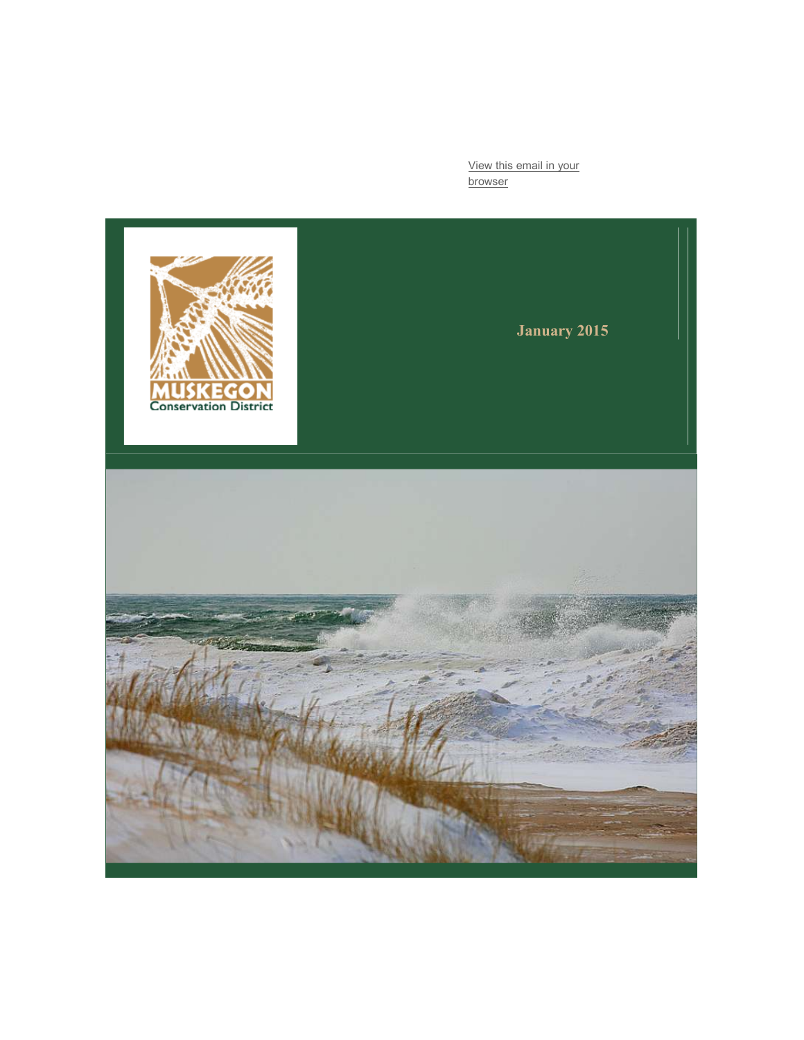View this email in your browser

MUSKEGON Conservation District

**January 2015**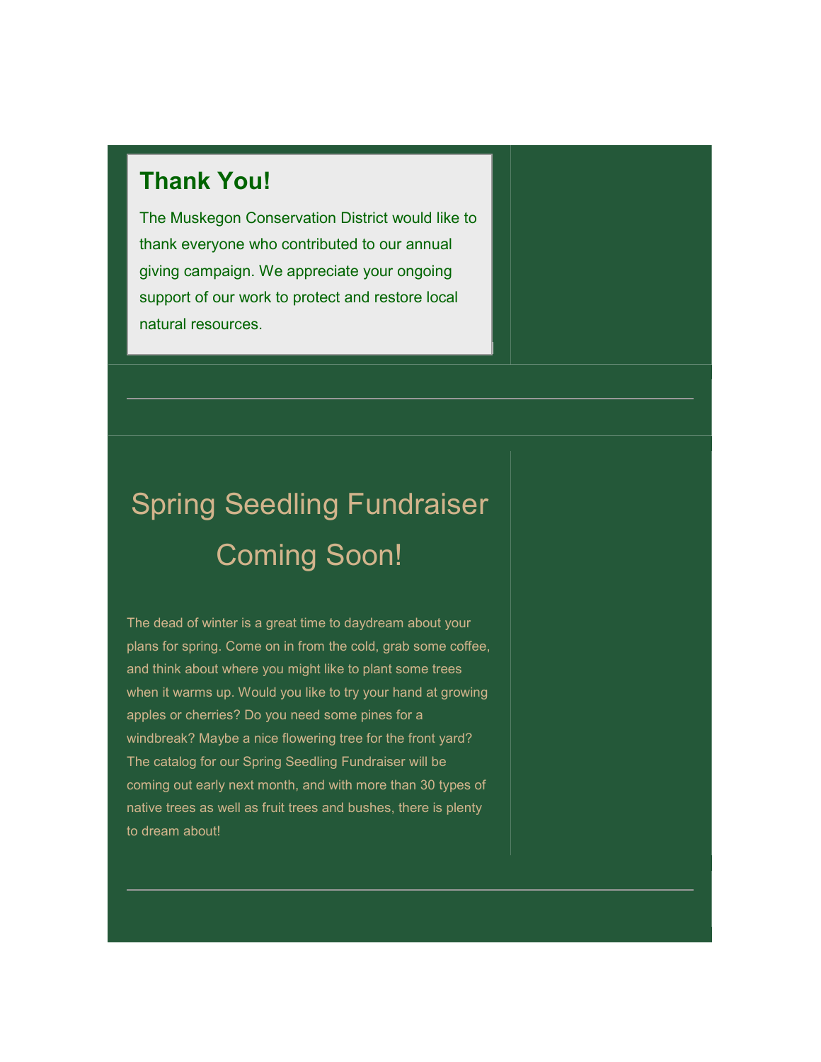## Thank You!

The Muskegon Conservation District would like to thank everyone who contributed to our annual giving campaign. We appreciate your ongoing support of our work to protect and restore local natural resources.

---

# Spring Seedling Fundraiser Coming Soon!

The dead of winter is a great time to daydream about your plans for spring. Come on in from the cold, grab some coffee, and think about where you might like to plant some trees when it warms up. Would you like to try your hand at growing apples or cherries? Do you need some pines for a windbreak? Maybe a nice flowering tree for the front yard? The catalog for our Spring Seedling Fundraiser will be coming out early next month, and with more than 30 types of native trees as well as fruit trees and bushes, there is plenty to dream about!

---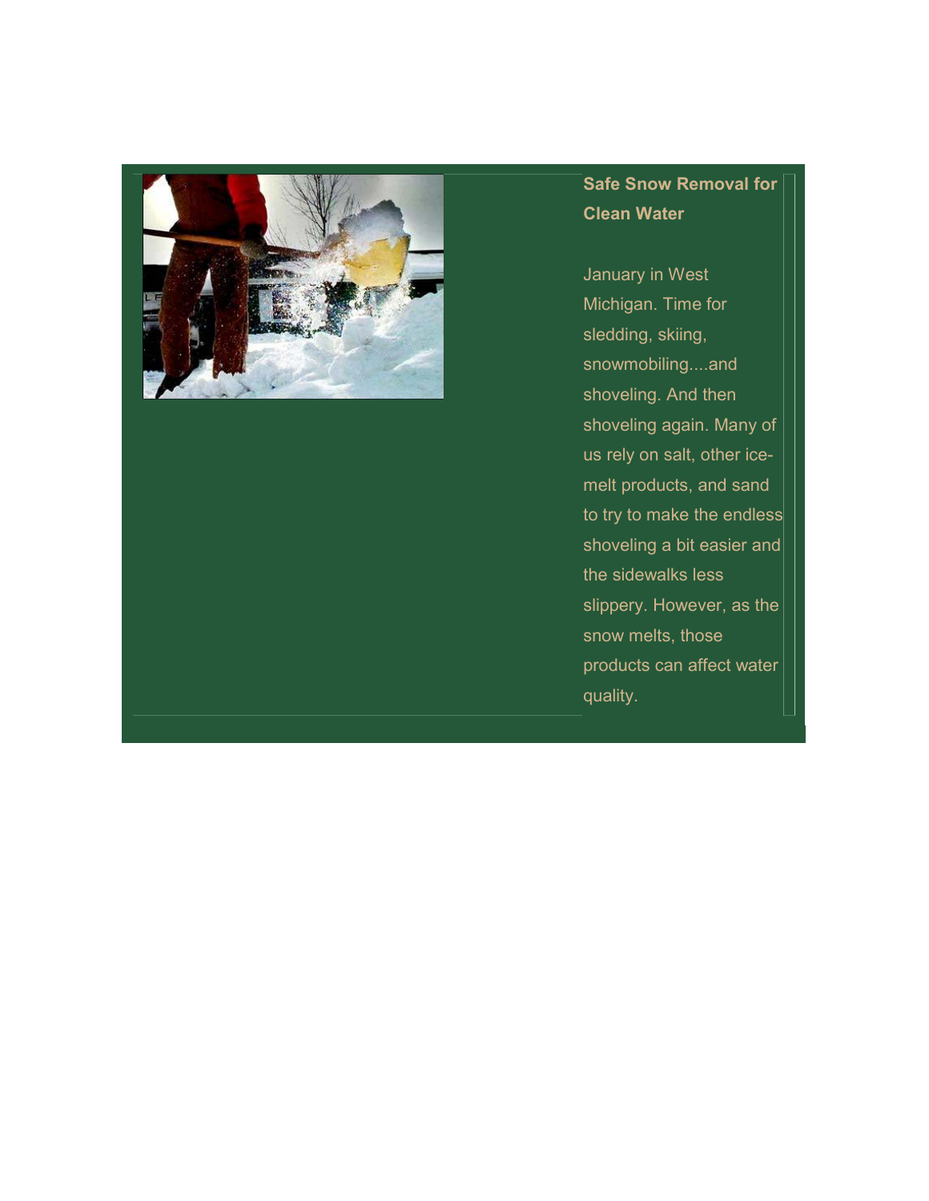**Safe Snow Removal for Clean Water**

January in West Michigan. Time for sledding, skiing, snowmobiling....and shoveling. And then shoveling again. Many of us rely on salt, other ice-melt products, and sand to try to make the endless shoveling a bit easier and the sidewalks less slippery. However, as the snow melts, those products can affect water quality.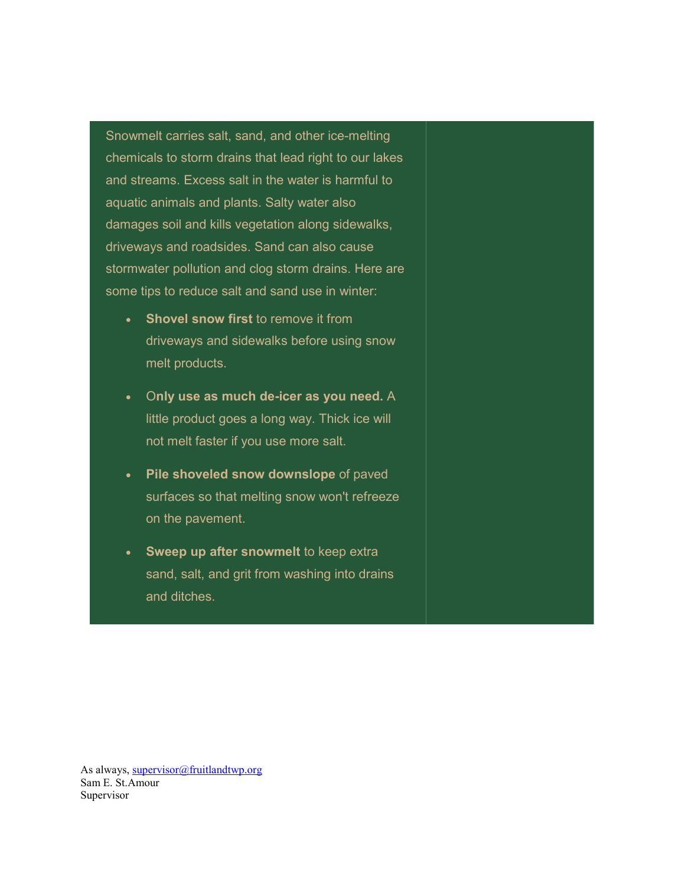Snowmelt carries salt, sand, and other ice-melting chemicals to storm drains that lead right to our lakes and streams. Excess salt in the water is harmful to aquatic animals and plants. Salty water also damages soil and kills vegetation along sidewalks, driveways and roadsides. Sand can also cause stormwater pollution and clog storm drains. Here are some tips to reduce salt and sand use in winter:

- **Shovel snow first** to remove it from driveways and sidewalks before using snow melt products.
- O**nly use as much de-icer as you need.** A little product goes a long way. Thick ice will not melt faster if you use more salt.
- **Pile shoveled snow downslope** of paved surfaces so that melting snow won't refreeze on the pavement.
- **Sweep up after snowmelt** to keep extra sand, salt, and grit from washing into drains and ditches.

As always, supervisor@fruitlandtwp.org
Sam E. St.Amour
Supervisor